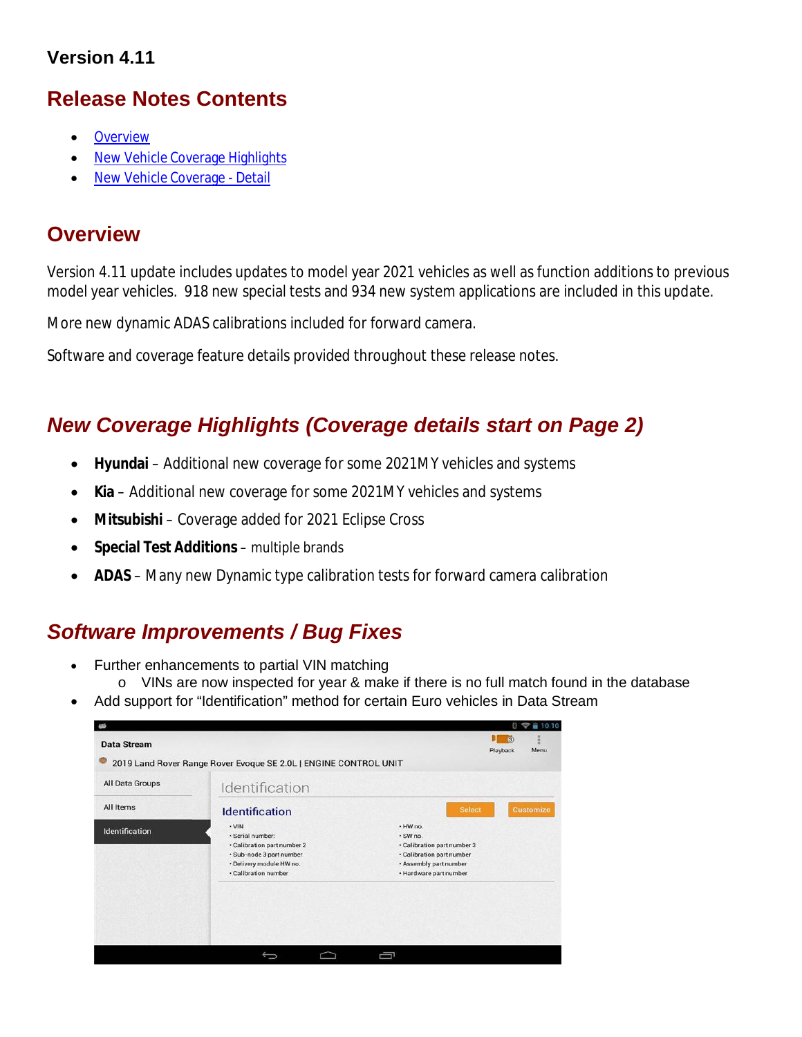# Version 4.11

## Release Notes Contents

- Overview
- New Vehicle Coverage Highlights
- New Vehicle Coverage - Detail

## Overview

Version 4.11 update includes updates to model year 2021 vehicles as well as function additions to previous model year vehicles. 918 new special tests and 934 new system applications are included in this update.

More new dynamic ADAS calibrations included for forward camera.

Software and coverage feature details provided throughout these release notes.

## *New Coverage Highlights (Coverage details start on Page 2)*

- **Hyundai** – Additional new coverage for some 2021MY vehicles and systems
- **Kia** – Additional new coverage for some 2021MY vehicles and systems
- **Mitsubishi** – Coverage added for 2021 Eclipse Cross
- **Special Test Additions** – multiple brands
- **ADAS** – Many new Dynamic type calibration tests for forward camera calibration

## *Software Improvements / Bug Fixes*

- Further enhancements to partial VIN matching
  - VINs are now inspected for year & make if there is no full match found in the database
- Add support for "Identification" method for certain Euro vehicles in Data Stream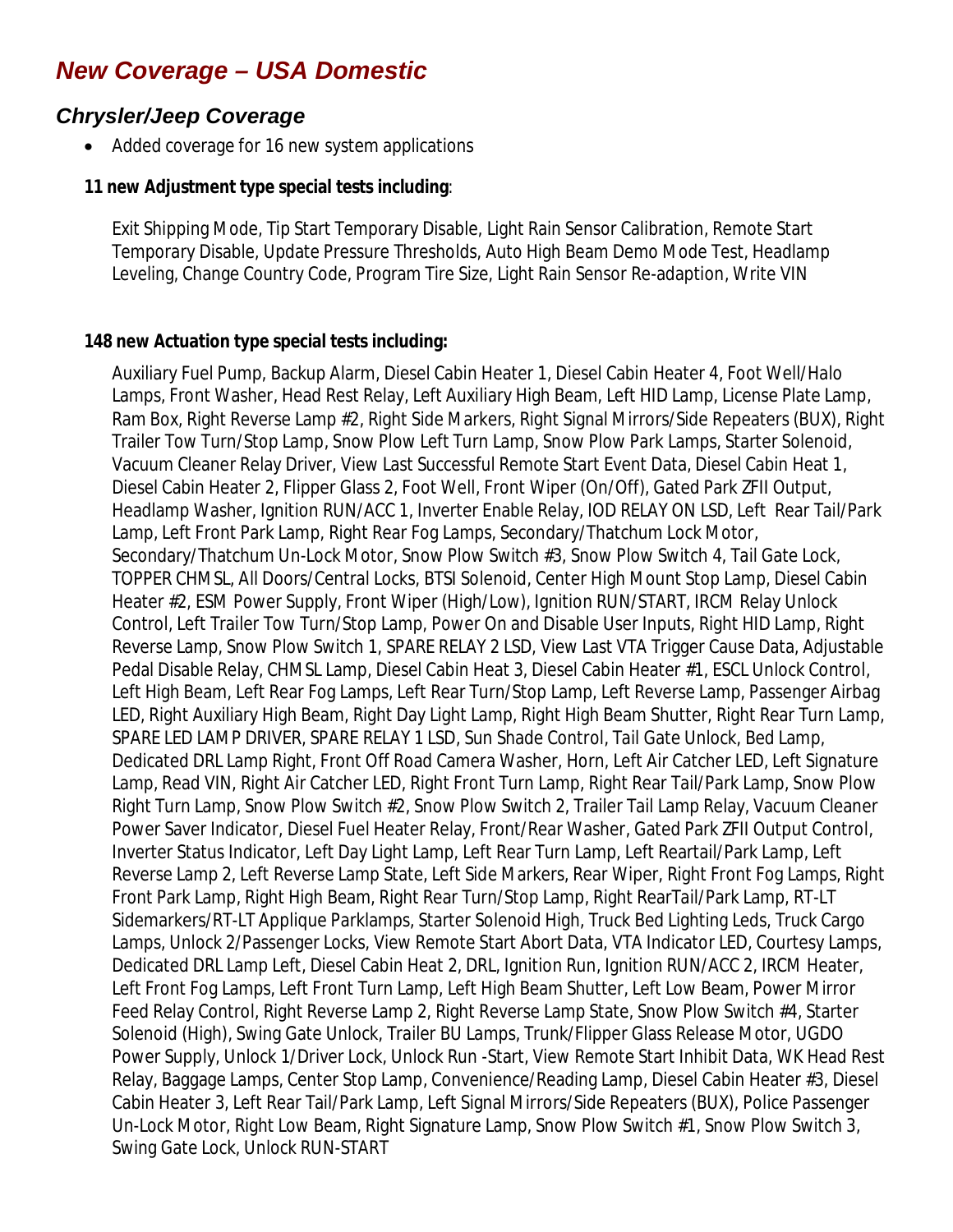# *New Coverage – USA Domestic*

## *Chrysler/Jeep Coverage*

- Added coverage for 16 new system applications

**11 new Adjustment type special tests including**:

Exit Shipping Mode, Tip Start Temporary Disable, Light Rain Sensor Calibration, Remote Start Temporary Disable, Update Pressure Thresholds, Auto High Beam Demo Mode Test, Headlamp Leveling, Change Country Code, Program Tire Size, Light Rain Sensor Re-adaption, Write VIN

**148 new Actuation type special tests including:**

Auxiliary Fuel Pump, Backup Alarm, Diesel Cabin Heater 1, Diesel Cabin Heater 4, Foot Well/Halo Lamps, Front Washer, Head Rest Relay, Left Auxiliary High Beam, Left HID Lamp, License Plate Lamp, Ram Box, Right Reverse Lamp #2, Right Side Markers, Right Signal Mirrors/Side Repeaters (BUX), Right Trailer Tow Turn/Stop Lamp, Snow Plow Left Turn Lamp, Snow Plow Park Lamps, Starter Solenoid, Vacuum Cleaner Relay Driver, View Last Successful Remote Start Event Data, Diesel Cabin Heat 1, Diesel Cabin Heater 2, Flipper Glass 2, Foot Well, Front Wiper (On/Off), Gated Park ZFII Output, Headlamp Washer, Ignition RUN/ACC 1, Inverter Enable Relay, IOD RELAY ON LSD, Left Rear Tail/Park Lamp, Left Front Park Lamp, Right Rear Fog Lamps, Secondary/Thatchum Lock Motor, Secondary/Thatchum Un-Lock Motor, Snow Plow Switch #3, Snow Plow Switch 4, Tail Gate Lock, TOPPER CHMSL, All Doors/Central Locks, BTSI Solenoid, Center High Mount Stop Lamp, Diesel Cabin Heater #2, ESM Power Supply, Front Wiper (High/Low), Ignition RUN/START, IRCM Relay Unlock Control, Left Trailer Tow Turn/Stop Lamp, Power On and Disable User Inputs, Right HID Lamp, Right Reverse Lamp, Snow Plow Switch 1, SPARE RELAY 2 LSD, View Last VTA Trigger Cause Data, Adjustable Pedal Disable Relay, CHMSL Lamp, Diesel Cabin Heat 3, Diesel Cabin Heater #1, ESCL Unlock Control, Left High Beam, Left Rear Fog Lamps, Left Rear Turn/Stop Lamp, Left Reverse Lamp, Passenger Airbag LED, Right Auxiliary High Beam, Right Day Light Lamp, Right High Beam Shutter, Right Rear Turn Lamp, SPARE LED LAMP DRIVER, SPARE RELAY 1 LSD, Sun Shade Control, Tail Gate Unlock, Bed Lamp, Dedicated DRL Lamp Right, Front Off Road Camera Washer, Horn, Left Air Catcher LED, Left Signature Lamp, Read VIN, Right Air Catcher LED, Right Front Turn Lamp, Right Rear Tail/Park Lamp, Snow Plow Right Turn Lamp, Snow Plow Switch #2, Snow Plow Switch 2, Trailer Tail Lamp Relay, Vacuum Cleaner Power Saver Indicator, Diesel Fuel Heater Relay, Front/Rear Washer, Gated Park ZFII Output Control, Inverter Status Indicator, Left Day Light Lamp, Left Rear Turn Lamp, Left Reartail/Park Lamp, Left Reverse Lamp 2, Left Reverse Lamp State, Left Side Markers, Rear Wiper, Right Front Fog Lamps, Right Front Park Lamp, Right High Beam, Right Rear Turn/Stop Lamp, Right RearTail/Park Lamp, RT-LT Sidemarkers/RT-LT Applique Parklamps, Starter Solenoid High, Truck Bed Lighting Leds, Truck Cargo Lamps, Unlock 2/Passenger Locks, View Remote Start Abort Data, VTA Indicator LED, Courtesy Lamps, Dedicated DRL Lamp Left, Diesel Cabin Heat 2, DRL, Ignition Run, Ignition RUN/ACC 2, IRCM Heater, Left Front Fog Lamps, Left Front Turn Lamp, Left High Beam Shutter, Left Low Beam, Power Mirror Feed Relay Control, Right Reverse Lamp 2, Right Reverse Lamp State, Snow Plow Switch #4, Starter Solenoid (High), Swing Gate Unlock, Trailer BU Lamps, Trunk/Flipper Glass Release Motor, UGDO Power Supply, Unlock 1/Driver Lock, Unlock Run -Start, View Remote Start Inhibit Data, WK Head Rest Relay, Baggage Lamps, Center Stop Lamp, Convenience/Reading Lamp, Diesel Cabin Heater #3, Diesel Cabin Heater 3, Left Rear Tail/Park Lamp, Left Signal Mirrors/Side Repeaters (BUX), Police Passenger Un-Lock Motor, Right Low Beam, Right Signature Lamp, Snow Plow Switch #1, Snow Plow Switch 3, Swing Gate Lock, Unlock RUN-START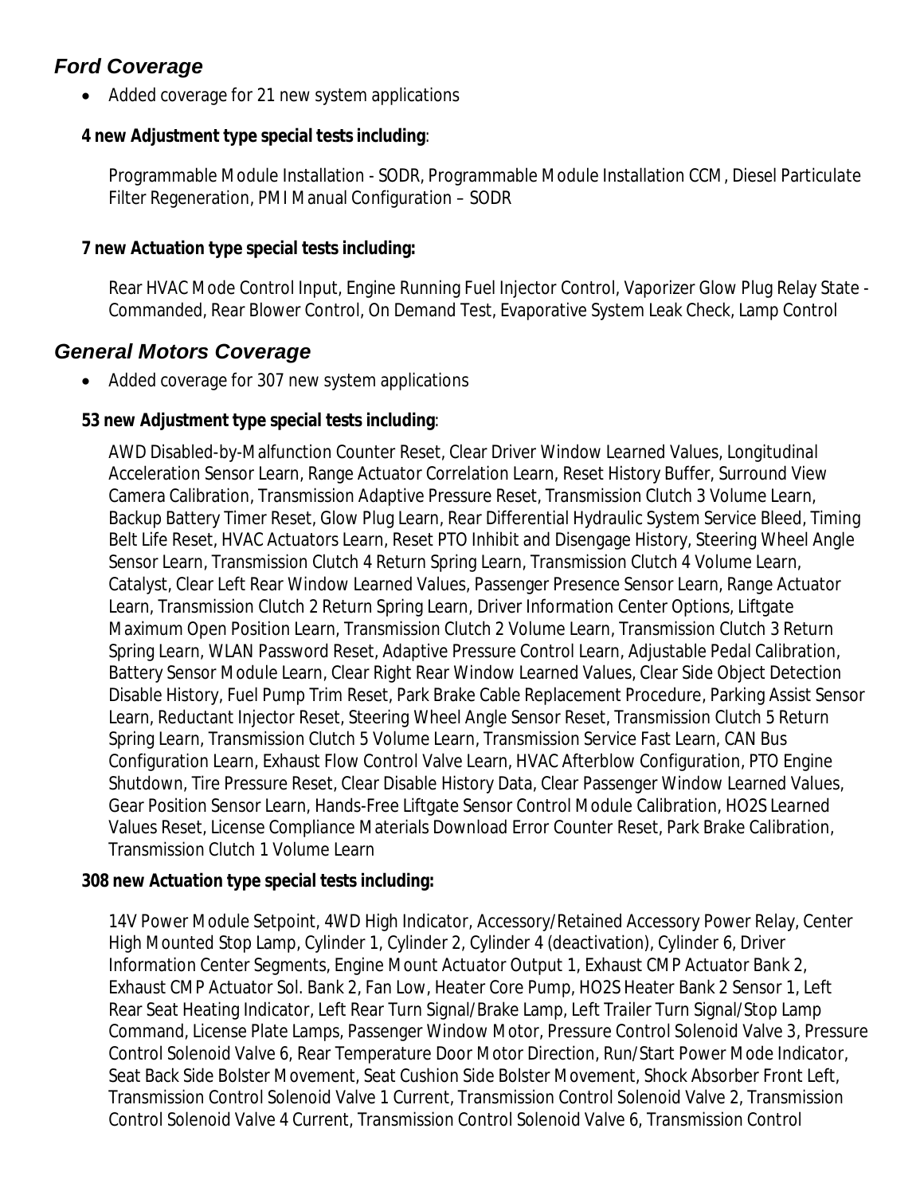## *Ford Coverage*

- Added coverage for 21 new system applications

**4 new Adjustment type special tests including**:

Programmable Module Installation - SODR, Programmable Module Installation CCM, Diesel Particulate Filter Regeneration, PMI Manual Configuration – SODR

**7 new Actuation type special tests including:**

Rear HVAC Mode Control Input, Engine Running Fuel Injector Control, Vaporizer Glow Plug Relay State - Commanded, Rear Blower Control, On Demand Test, Evaporative System Leak Check, Lamp Control

## *General Motors Coverage*

- Added coverage for 307 new system applications

**53 new Adjustment type special tests including**:

AWD Disabled-by-Malfunction Counter Reset, Clear Driver Window Learned Values, Longitudinal Acceleration Sensor Learn, Range Actuator Correlation Learn, Reset History Buffer, Surround View Camera Calibration, Transmission Adaptive Pressure Reset, Transmission Clutch 3 Volume Learn, Backup Battery Timer Reset, Glow Plug Learn, Rear Differential Hydraulic System Service Bleed, Timing Belt Life Reset, HVAC Actuators Learn, Reset PTO Inhibit and Disengage History, Steering Wheel Angle Sensor Learn, Transmission Clutch 4 Return Spring Learn, Transmission Clutch 4 Volume Learn, Catalyst, Clear Left Rear Window Learned Values, Passenger Presence Sensor Learn, Range Actuator Learn, Transmission Clutch 2 Return Spring Learn, Driver Information Center Options, Liftgate Maximum Open Position Learn, Transmission Clutch 2 Volume Learn, Transmission Clutch 3 Return Spring Learn, WLAN Password Reset, Adaptive Pressure Control Learn, Adjustable Pedal Calibration, Battery Sensor Module Learn, Clear Right Rear Window Learned Values, Clear Side Object Detection Disable History, Fuel Pump Trim Reset, Park Brake Cable Replacement Procedure, Parking Assist Sensor Learn, Reductant Injector Reset, Steering Wheel Angle Sensor Reset, Transmission Clutch 5 Return Spring Learn, Transmission Clutch 5 Volume Learn, Transmission Service Fast Learn, CAN Bus Configuration Learn, Exhaust Flow Control Valve Learn, HVAC Afterblow Configuration, PTO Engine Shutdown, Tire Pressure Reset, Clear Disable History Data, Clear Passenger Window Learned Values, Gear Position Sensor Learn, Hands-Free Liftgate Sensor Control Module Calibration, HO2S Learned Values Reset, License Compliance Materials Download Error Counter Reset, Park Brake Calibration, Transmission Clutch 1 Volume Learn

**308 new Actuation type special tests including:**

14V Power Module Setpoint, 4WD High Indicator, Accessory/Retained Accessory Power Relay, Center High Mounted Stop Lamp, Cylinder 1, Cylinder 2, Cylinder 4 (deactivation), Cylinder 6, Driver Information Center Segments, Engine Mount Actuator Output 1, Exhaust CMP Actuator Bank 2, Exhaust CMP Actuator Sol. Bank 2, Fan Low, Heater Core Pump, HO2S Heater Bank 2 Sensor 1, Left Rear Seat Heating Indicator, Left Rear Turn Signal/Brake Lamp, Left Trailer Turn Signal/Stop Lamp Command, License Plate Lamps, Passenger Window Motor, Pressure Control Solenoid Valve 3, Pressure Control Solenoid Valve 6, Rear Temperature Door Motor Direction, Run/Start Power Mode Indicator, Seat Back Side Bolster Movement, Seat Cushion Side Bolster Movement, Shock Absorber Front Left, Transmission Control Solenoid Valve 1 Current, Transmission Control Solenoid Valve 2, Transmission Control Solenoid Valve 4 Current, Transmission Control Solenoid Valve 6, Transmission Control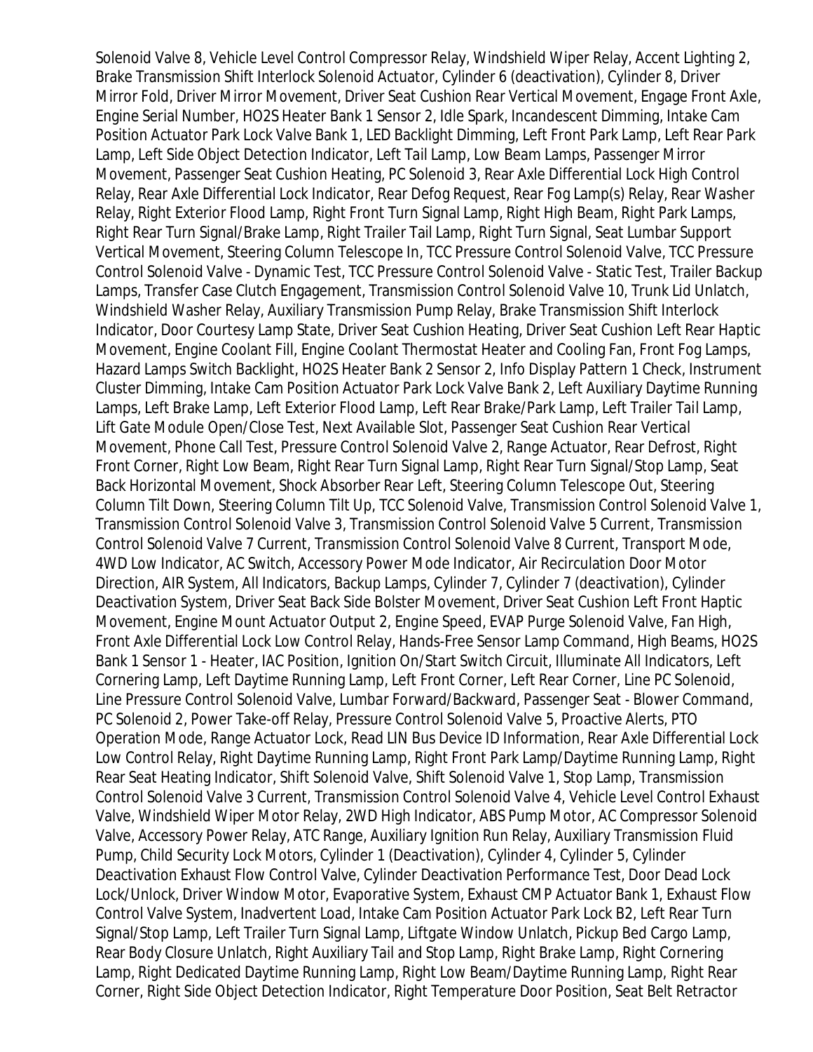Solenoid Valve 8, Vehicle Level Control Compressor Relay, Windshield Wiper Relay, Accent Lighting 2, Brake Transmission Shift Interlock Solenoid Actuator, Cylinder 6 (deactivation), Cylinder 8, Driver Mirror Fold, Driver Mirror Movement, Driver Seat Cushion Rear Vertical Movement, Engage Front Axle, Engine Serial Number, HO2S Heater Bank 1 Sensor 2, Idle Spark, Incandescent Dimming, Intake Cam Position Actuator Park Lock Valve Bank 1, LED Backlight Dimming, Left Front Park Lamp, Left Rear Park Lamp, Left Side Object Detection Indicator, Left Tail Lamp, Low Beam Lamps, Passenger Mirror Movement, Passenger Seat Cushion Heating, PC Solenoid 3, Rear Axle Differential Lock High Control Relay, Rear Axle Differential Lock Indicator, Rear Defog Request, Rear Fog Lamp(s) Relay, Rear Washer Relay, Right Exterior Flood Lamp, Right Front Turn Signal Lamp, Right High Beam, Right Park Lamps, Right Rear Turn Signal/Brake Lamp, Right Trailer Tail Lamp, Right Turn Signal, Seat Lumbar Support Vertical Movement, Steering Column Telescope In, TCC Pressure Control Solenoid Valve, TCC Pressure Control Solenoid Valve - Dynamic Test, TCC Pressure Control Solenoid Valve - Static Test, Trailer Backup Lamps, Transfer Case Clutch Engagement, Transmission Control Solenoid Valve 10, Trunk Lid Unlatch, Windshield Washer Relay, Auxiliary Transmission Pump Relay, Brake Transmission Shift Interlock Indicator, Door Courtesy Lamp State, Driver Seat Cushion Heating, Driver Seat Cushion Left Rear Haptic Movement, Engine Coolant Fill, Engine Coolant Thermostat Heater and Cooling Fan, Front Fog Lamps, Hazard Lamps Switch Backlight, HO2S Heater Bank 2 Sensor 2, Info Display Pattern 1 Check, Instrument Cluster Dimming, Intake Cam Position Actuator Park Lock Valve Bank 2, Left Auxiliary Daytime Running Lamps, Left Brake Lamp, Left Exterior Flood Lamp, Left Rear Brake/Park Lamp, Left Trailer Tail Lamp, Lift Gate Module Open/Close Test, Next Available Slot, Passenger Seat Cushion Rear Vertical Movement, Phone Call Test, Pressure Control Solenoid Valve 2, Range Actuator, Rear Defrost, Right Front Corner, Right Low Beam, Right Rear Turn Signal Lamp, Right Rear Turn Signal/Stop Lamp, Seat Back Horizontal Movement, Shock Absorber Rear Left, Steering Column Telescope Out, Steering Column Tilt Down, Steering Column Tilt Up, TCC Solenoid Valve, Transmission Control Solenoid Valve 1, Transmission Control Solenoid Valve 3, Transmission Control Solenoid Valve 5 Current, Transmission Control Solenoid Valve 7 Current, Transmission Control Solenoid Valve 8 Current, Transport Mode, 4WD Low Indicator, AC Switch, Accessory Power Mode Indicator, Air Recirculation Door Motor Direction, AIR System, All Indicators, Backup Lamps, Cylinder 7, Cylinder 7 (deactivation), Cylinder Deactivation System, Driver Seat Back Side Bolster Movement, Driver Seat Cushion Left Front Haptic Movement, Engine Mount Actuator Output 2, Engine Speed, EVAP Purge Solenoid Valve, Fan High, Front Axle Differential Lock Low Control Relay, Hands-Free Sensor Lamp Command, High Beams, HO2S Bank 1 Sensor 1 - Heater, IAC Position, Ignition On/Start Switch Circuit, Illuminate All Indicators, Left Cornering Lamp, Left Daytime Running Lamp, Left Front Corner, Left Rear Corner, Line PC Solenoid, Line Pressure Control Solenoid Valve, Lumbar Forward/Backward, Passenger Seat - Blower Command, PC Solenoid 2, Power Take-off Relay, Pressure Control Solenoid Valve 5, Proactive Alerts, PTO Operation Mode, Range Actuator Lock, Read LIN Bus Device ID Information, Rear Axle Differential Lock Low Control Relay, Right Daytime Running Lamp, Right Front Park Lamp/Daytime Running Lamp, Right Rear Seat Heating Indicator, Shift Solenoid Valve, Shift Solenoid Valve 1, Stop Lamp, Transmission Control Solenoid Valve 3 Current, Transmission Control Solenoid Valve 4, Vehicle Level Control Exhaust Valve, Windshield Wiper Motor Relay, 2WD High Indicator, ABS Pump Motor, AC Compressor Solenoid Valve, Accessory Power Relay, ATC Range, Auxiliary Ignition Run Relay, Auxiliary Transmission Fluid Pump, Child Security Lock Motors, Cylinder 1 (Deactivation), Cylinder 4, Cylinder 5, Cylinder Deactivation Exhaust Flow Control Valve, Cylinder Deactivation Performance Test, Door Dead Lock Lock/Unlock, Driver Window Motor, Evaporative System, Exhaust CMP Actuator Bank 1, Exhaust Flow Control Valve System, Inadvertent Load, Intake Cam Position Actuator Park Lock B2, Left Rear Turn Signal/Stop Lamp, Left Trailer Turn Signal Lamp, Liftgate Window Unlatch, Pickup Bed Cargo Lamp, Rear Body Closure Unlatch, Right Auxiliary Tail and Stop Lamp, Right Brake Lamp, Right Cornering Lamp, Right Dedicated Daytime Running Lamp, Right Low Beam/Daytime Running Lamp, Right Rear Corner, Right Side Object Detection Indicator, Right Temperature Door Position, Seat Belt Retractor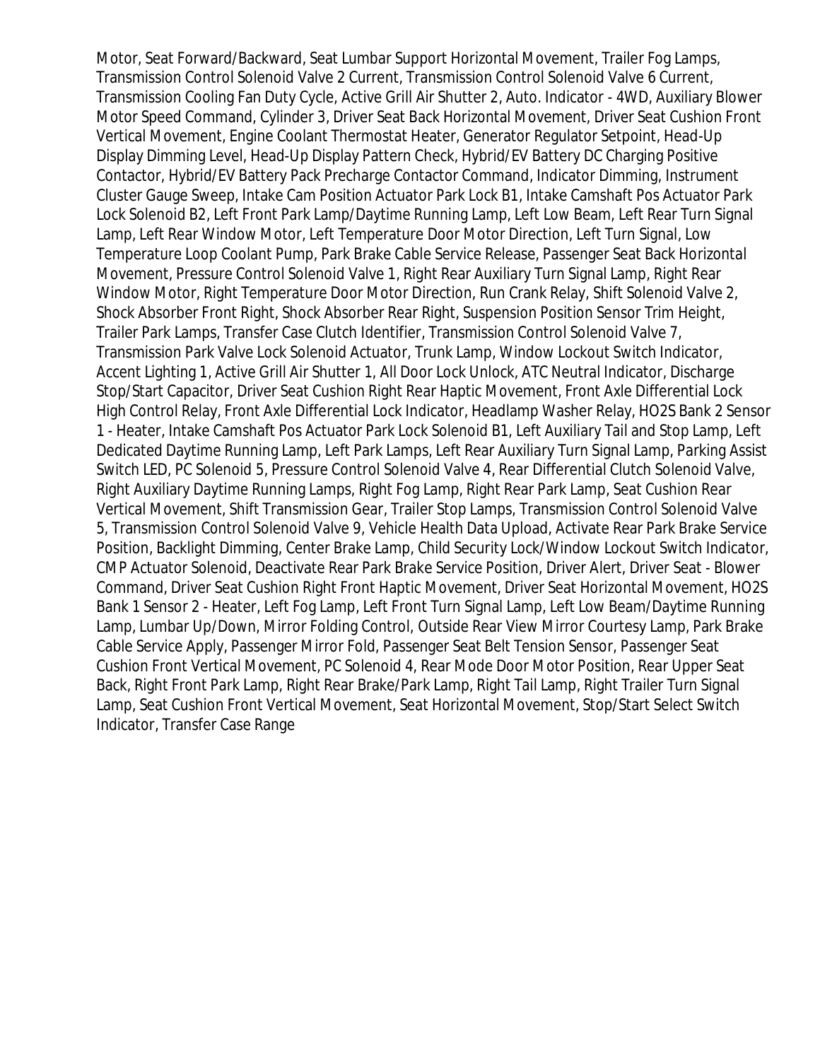Motor, Seat Forward/Backward, Seat Lumbar Support Horizontal Movement, Trailer Fog Lamps, Transmission Control Solenoid Valve 2 Current, Transmission Control Solenoid Valve 6 Current, Transmission Cooling Fan Duty Cycle, Active Grill Air Shutter 2, Auto. Indicator - 4WD, Auxiliary Blower Motor Speed Command, Cylinder 3, Driver Seat Back Horizontal Movement, Driver Seat Cushion Front Vertical Movement, Engine Coolant Thermostat Heater, Generator Regulator Setpoint, Head-Up Display Dimming Level, Head-Up Display Pattern Check, Hybrid/EV Battery DC Charging Positive Contactor, Hybrid/EV Battery Pack Precharge Contactor Command, Indicator Dimming, Instrument Cluster Gauge Sweep, Intake Cam Position Actuator Park Lock B1, Intake Camshaft Pos Actuator Park Lock Solenoid B2, Left Front Park Lamp/Daytime Running Lamp, Left Low Beam, Left Rear Turn Signal Lamp, Left Rear Window Motor, Left Temperature Door Motor Direction, Left Turn Signal, Low Temperature Loop Coolant Pump, Park Brake Cable Service Release, Passenger Seat Back Horizontal Movement, Pressure Control Solenoid Valve 1, Right Rear Auxiliary Turn Signal Lamp, Right Rear Window Motor, Right Temperature Door Motor Direction, Run Crank Relay, Shift Solenoid Valve 2, Shock Absorber Front Right, Shock Absorber Rear Right, Suspension Position Sensor Trim Height, Trailer Park Lamps, Transfer Case Clutch Identifier, Transmission Control Solenoid Valve 7, Transmission Park Valve Lock Solenoid Actuator, Trunk Lamp, Window Lockout Switch Indicator, Accent Lighting 1, Active Grill Air Shutter 1, All Door Lock Unlock, ATC Neutral Indicator, Discharge Stop/Start Capacitor, Driver Seat Cushion Right Rear Haptic Movement, Front Axle Differential Lock High Control Relay, Front Axle Differential Lock Indicator, Headlamp Washer Relay, HO2S Bank 2 Sensor 1 - Heater, Intake Camshaft Pos Actuator Park Lock Solenoid B1, Left Auxiliary Tail and Stop Lamp, Left Dedicated Daytime Running Lamp, Left Park Lamps, Left Rear Auxiliary Turn Signal Lamp, Parking Assist Switch LED, PC Solenoid 5, Pressure Control Solenoid Valve 4, Rear Differential Clutch Solenoid Valve, Right Auxiliary Daytime Running Lamps, Right Fog Lamp, Right Rear Park Lamp, Seat Cushion Rear Vertical Movement, Shift Transmission Gear, Trailer Stop Lamps, Transmission Control Solenoid Valve 5, Transmission Control Solenoid Valve 9, Vehicle Health Data Upload, Activate Rear Park Brake Service Position, Backlight Dimming, Center Brake Lamp, Child Security Lock/Window Lockout Switch Indicator, CMP Actuator Solenoid, Deactivate Rear Park Brake Service Position, Driver Alert, Driver Seat - Blower Command, Driver Seat Cushion Right Front Haptic Movement, Driver Seat Horizontal Movement, HO2S Bank 1 Sensor 2 - Heater, Left Fog Lamp, Left Front Turn Signal Lamp, Left Low Beam/Daytime Running Lamp, Lumbar Up/Down, Mirror Folding Control, Outside Rear View Mirror Courtesy Lamp, Park Brake Cable Service Apply, Passenger Mirror Fold, Passenger Seat Belt Tension Sensor, Passenger Seat Cushion Front Vertical Movement, PC Solenoid 4, Rear Mode Door Motor Position, Rear Upper Seat Back, Right Front Park Lamp, Right Rear Brake/Park Lamp, Right Tail Lamp, Right Trailer Turn Signal Lamp, Seat Cushion Front Vertical Movement, Seat Horizontal Movement, Stop/Start Select Switch Indicator, Transfer Case Range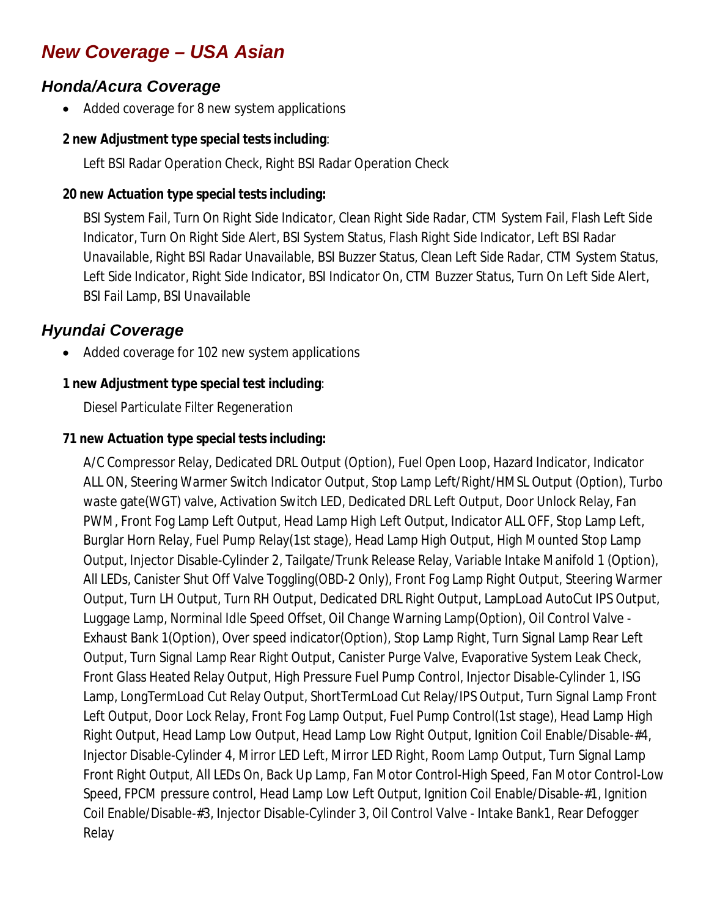## *New Coverage – USA Asian*

### *Honda/Acura Coverage*

- Added coverage for 8 new system applications

**2 new Adjustment type special tests including**:

Left BSI Radar Operation Check, Right BSI Radar Operation Check

**20 new Actuation type special tests including:**

BSI System Fail, Turn On Right Side Indicator, Clean Right Side Radar, CTM System Fail, Flash Left Side Indicator, Turn On Right Side Alert, BSI System Status, Flash Right Side Indicator, Left BSI Radar Unavailable, Right BSI Radar Unavailable, BSI Buzzer Status, Clean Left Side Radar, CTM System Status, Left Side Indicator, Right Side Indicator, BSI Indicator On, CTM Buzzer Status, Turn On Left Side Alert, BSI Fail Lamp, BSI Unavailable

### *Hyundai Coverage*

- Added coverage for 102 new system applications

**1 new Adjustment type special test including**:

Diesel Particulate Filter Regeneration

**71 new Actuation type special tests including:**

A/C Compressor Relay, Dedicated DRL Output (Option), Fuel Open Loop, Hazard Indicator, Indicator ALL ON, Steering Warmer Switch Indicator Output, Stop Lamp Left/Right/HMSL Output (Option), Turbo waste gate(WGT) valve, Activation Switch LED, Dedicated DRL Left Output, Door Unlock Relay, Fan PWM, Front Fog Lamp Left Output, Head Lamp High Left Output, Indicator ALL OFF, Stop Lamp Left, Burglar Horn Relay, Fuel Pump Relay(1st stage), Head Lamp High Output, High Mounted Stop Lamp Output, Injector Disable-Cylinder 2, Tailgate/Trunk Release Relay, Variable Intake Manifold 1 (Option), All LEDs, Canister Shut Off Valve Toggling(OBD-2 Only), Front Fog Lamp Right Output, Steering Warmer Output, Turn LH Output, Turn RH Output, Dedicated DRL Right Output, LampLoad AutoCut IPS Output, Luggage Lamp, Norminal Idle Speed Offset, Oil Change Warning Lamp(Option), Oil Control Valve - Exhaust Bank 1(Option), Over speed indicator(Option), Stop Lamp Right, Turn Signal Lamp Rear Left Output, Turn Signal Lamp Rear Right Output, Canister Purge Valve, Evaporative System Leak Check, Front Glass Heated Relay Output, High Pressure Fuel Pump Control, Injector Disable-Cylinder 1, ISG Lamp, LongTermLoad Cut Relay Output, ShortTermLoad Cut Relay/IPS Output, Turn Signal Lamp Front Left Output, Door Lock Relay, Front Fog Lamp Output, Fuel Pump Control(1st stage), Head Lamp High Right Output, Head Lamp Low Output, Head Lamp Low Right Output, Ignition Coil Enable/Disable-#4, Injector Disable-Cylinder 4, Mirror LED Left, Mirror LED Right, Room Lamp Output, Turn Signal Lamp Front Right Output, All LEDs On, Back Up Lamp, Fan Motor Control-High Speed, Fan Motor Control-Low Speed, FPCM pressure control, Head Lamp Low Left Output, Ignition Coil Enable/Disable-#1, Ignition Coil Enable/Disable-#3, Injector Disable-Cylinder 3, Oil Control Valve - Intake Bank1, Rear Defogger Relay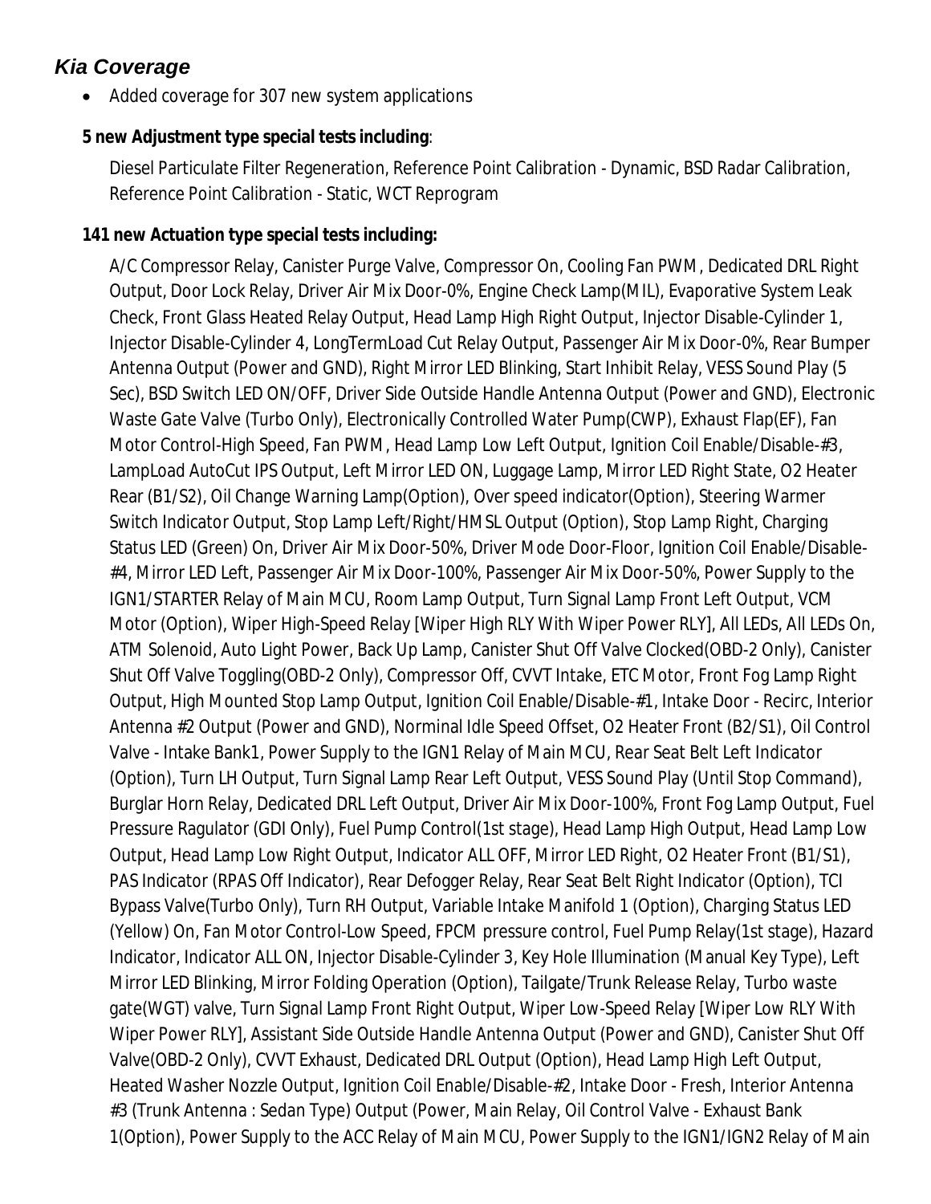## *Kia Coverage*

- Added coverage for 307 new system applications

**5 new Adjustment type special tests including**:

Diesel Particulate Filter Regeneration, Reference Point Calibration - Dynamic, BSD Radar Calibration, Reference Point Calibration - Static, WCT Reprogram

**141 new Actuation type special tests including:**

A/C Compressor Relay, Canister Purge Valve, Compressor On, Cooling Fan PWM, Dedicated DRL Right Output, Door Lock Relay, Driver Air Mix Door-0%, Engine Check Lamp(MIL), Evaporative System Leak Check, Front Glass Heated Relay Output, Head Lamp High Right Output, Injector Disable-Cylinder 1, Injector Disable-Cylinder 4, LongTermLoad Cut Relay Output, Passenger Air Mix Door-0%, Rear Bumper Antenna Output (Power and GND), Right Mirror LED Blinking, Start Inhibit Relay, VESS Sound Play (5 Sec), BSD Switch LED ON/OFF, Driver Side Outside Handle Antenna Output (Power and GND), Electronic Waste Gate Valve (Turbo Only), Electronically Controlled Water Pump(CWP), Exhaust Flap(EF), Fan Motor Control-High Speed, Fan PWM, Head Lamp Low Left Output, Ignition Coil Enable/Disable-#3, LampLoad AutoCut IPS Output, Left Mirror LED ON, Luggage Lamp, Mirror LED Right State, O2 Heater Rear (B1/S2), Oil Change Warning Lamp(Option), Over speed indicator(Option), Steering Warmer Switch Indicator Output, Stop Lamp Left/Right/HMSL Output (Option), Stop Lamp Right, Charging Status LED (Green) On, Driver Air Mix Door-50%, Driver Mode Door-Floor, Ignition Coil Enable/Disable-#4, Mirror LED Left, Passenger Air Mix Door-100%, Passenger Air Mix Door-50%, Power Supply to the IGN1/STARTER Relay of Main MCU, Room Lamp Output, Turn Signal Lamp Front Left Output, VCM Motor (Option), Wiper High-Speed Relay [Wiper High RLY With Wiper Power RLY], All LEDs, All LEDs On, ATM Solenoid, Auto Light Power, Back Up Lamp, Canister Shut Off Valve Clocked(OBD-2 Only), Canister Shut Off Valve Toggling(OBD-2 Only), Compressor Off, CVVT Intake, ETC Motor, Front Fog Lamp Right Output, High Mounted Stop Lamp Output, Ignition Coil Enable/Disable-#1, Intake Door - Recirc, Interior Antenna #2 Output (Power and GND), Norminal Idle Speed Offset, O2 Heater Front (B2/S1), Oil Control Valve - Intake Bank1, Power Supply to the IGN1 Relay of Main MCU, Rear Seat Belt Left Indicator (Option), Turn LH Output, Turn Signal Lamp Rear Left Output, VESS Sound Play (Until Stop Command), Burglar Horn Relay, Dedicated DRL Left Output, Driver Air Mix Door-100%, Front Fog Lamp Output, Fuel Pressure Ragulator (GDI Only), Fuel Pump Control(1st stage), Head Lamp High Output, Head Lamp Low Output, Head Lamp Low Right Output, Indicator ALL OFF, Mirror LED Right, O2 Heater Front (B1/S1), PAS Indicator (RPAS Off Indicator), Rear Defogger Relay, Rear Seat Belt Right Indicator (Option), TCI Bypass Valve(Turbo Only), Turn RH Output, Variable Intake Manifold 1 (Option), Charging Status LED (Yellow) On, Fan Motor Control-Low Speed, FPCM pressure control, Fuel Pump Relay(1st stage), Hazard Indicator, Indicator ALL ON, Injector Disable-Cylinder 3, Key Hole Illumination (Manual Key Type), Left Mirror LED Blinking, Mirror Folding Operation (Option), Tailgate/Trunk Release Relay, Turbo waste gate(WGT) valve, Turn Signal Lamp Front Right Output, Wiper Low-Speed Relay [Wiper Low RLY With Wiper Power RLY], Assistant Side Outside Handle Antenna Output (Power and GND), Canister Shut Off Valve(OBD-2 Only), CVVT Exhaust, Dedicated DRL Output (Option), Head Lamp High Left Output, Heated Washer Nozzle Output, Ignition Coil Enable/Disable-#2, Intake Door - Fresh, Interior Antenna #3 (Trunk Antenna : Sedan Type) Output (Power, Main Relay, Oil Control Valve - Exhaust Bank 1(Option), Power Supply to the ACC Relay of Main MCU, Power Supply to the IGN1/IGN2 Relay of Main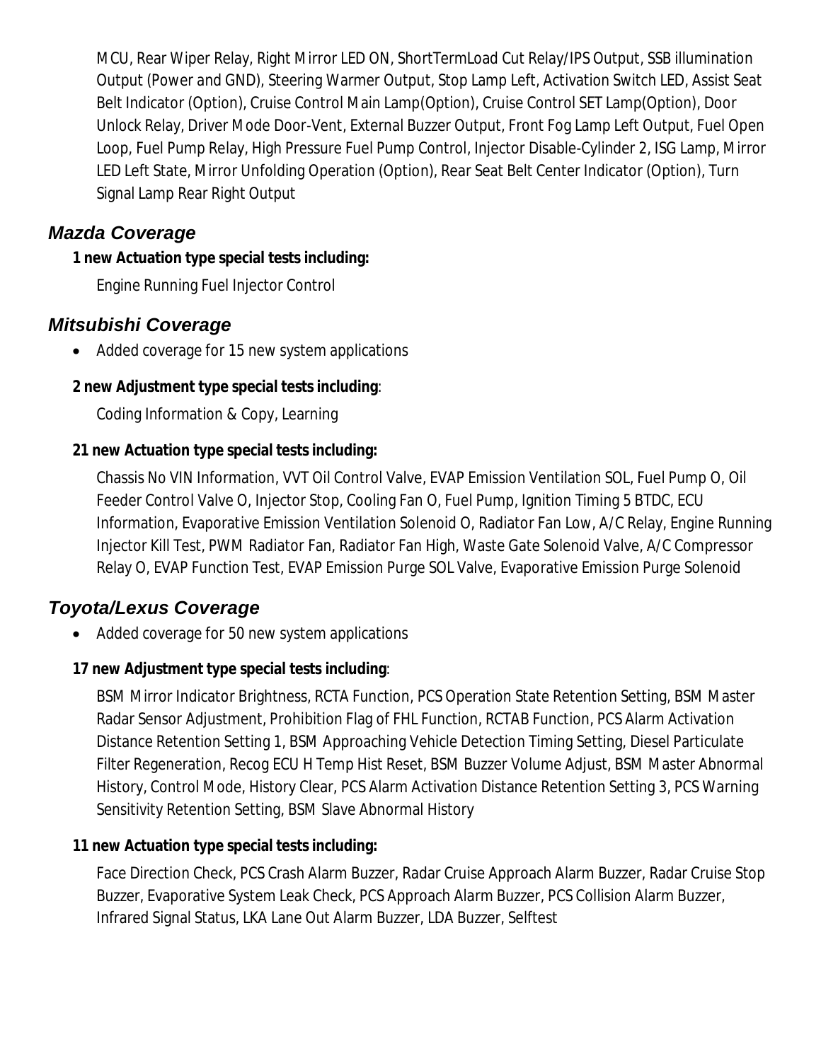MCU, Rear Wiper Relay, Right Mirror LED ON, ShortTermLoad Cut Relay/IPS Output, SSB illumination Output (Power and GND), Steering Warmer Output, Stop Lamp Left, Activation Switch LED, Assist Seat Belt Indicator (Option), Cruise Control Main Lamp(Option), Cruise Control SET Lamp(Option), Door Unlock Relay, Driver Mode Door-Vent, External Buzzer Output, Front Fog Lamp Left Output, Fuel Open Loop, Fuel Pump Relay, High Pressure Fuel Pump Control, Injector Disable-Cylinder 2, ISG Lamp, Mirror LED Left State, Mirror Unfolding Operation (Option), Rear Seat Belt Center Indicator (Option), Turn Signal Lamp Rear Right Output

## *Mazda Coverage*

**1 new Actuation type special tests including:**

Engine Running Fuel Injector Control

## *Mitsubishi Coverage*

- Added coverage for 15 new system applications

**2 new Adjustment type special tests including**:

Coding Information & Copy, Learning

**21 new Actuation type special tests including:**

Chassis No VIN Information, VVT Oil Control Valve, EVAP Emission Ventilation SOL, Fuel Pump O, Oil Feeder Control Valve O, Injector Stop, Cooling Fan O, Fuel Pump, Ignition Timing 5 BTDC, ECU Information, Evaporative Emission Ventilation Solenoid O, Radiator Fan Low, A/C Relay, Engine Running Injector Kill Test, PWM Radiator Fan, Radiator Fan High, Waste Gate Solenoid Valve, A/C Compressor Relay O, EVAP Function Test, EVAP Emission Purge SOL Valve, Evaporative Emission Purge Solenoid

## *Toyota/Lexus Coverage*

- Added coverage for 50 new system applications

**17 new Adjustment type special tests including**:

BSM Mirror Indicator Brightness, RCTA Function, PCS Operation State Retention Setting, BSM Master Radar Sensor Adjustment, Prohibition Flag of FHL Function, RCTAB Function, PCS Alarm Activation Distance Retention Setting 1, BSM Approaching Vehicle Detection Timing Setting, Diesel Particulate Filter Regeneration, Recog ECU H Temp Hist Reset, BSM Buzzer Volume Adjust, BSM Master Abnormal History, Control Mode, History Clear, PCS Alarm Activation Distance Retention Setting 3, PCS Warning Sensitivity Retention Setting, BSM Slave Abnormal History

**11 new Actuation type special tests including:**

Face Direction Check, PCS Crash Alarm Buzzer, Radar Cruise Approach Alarm Buzzer, Radar Cruise Stop Buzzer, Evaporative System Leak Check, PCS Approach Alarm Buzzer, PCS Collision Alarm Buzzer, Infrared Signal Status, LKA Lane Out Alarm Buzzer, LDA Buzzer, Selftest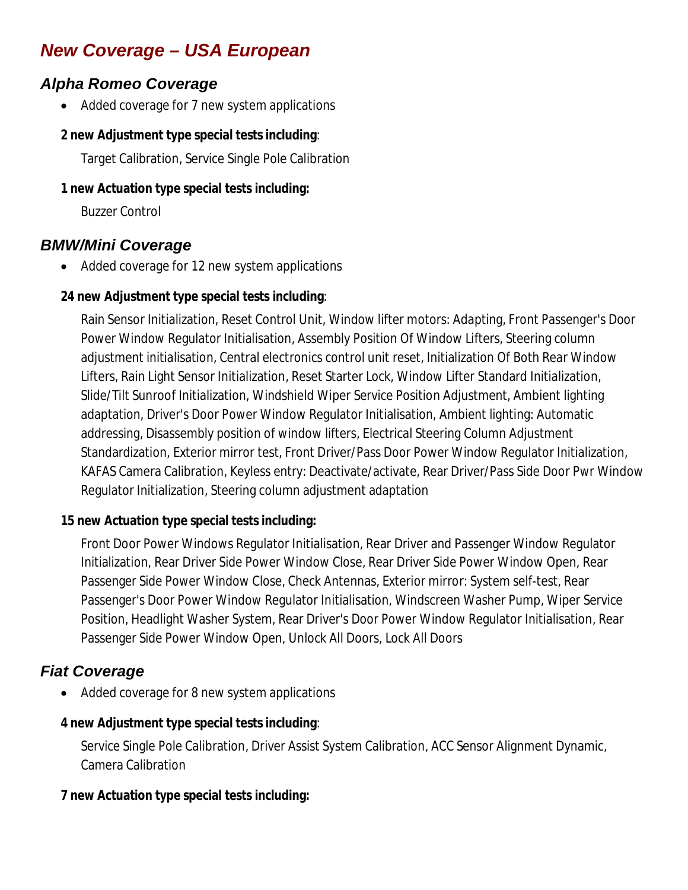# *New Coverage – USA European*

## *Alpha Romeo Coverage*

- Added coverage for 7 new system applications

**2 new Adjustment type special tests including**:

Target Calibration, Service Single Pole Calibration

**1 new Actuation type special tests including:**

Buzzer Control

## *BMW/Mini Coverage*

- Added coverage for 12 new system applications

**24 new Adjustment type special tests including**:

Rain Sensor Initialization, Reset Control Unit, Window lifter motors: Adapting, Front Passenger's Door Power Window Regulator Initialisation, Assembly Position Of Window Lifters, Steering column adjustment initialisation, Central electronics control unit reset, Initialization Of Both Rear Window Lifters, Rain Light Sensor Initialization, Reset Starter Lock, Window Lifter Standard Initialization, Slide/Tilt Sunroof Initialization, Windshield Wiper Service Position Adjustment, Ambient lighting adaptation, Driver's Door Power Window Regulator Initialisation, Ambient lighting: Automatic addressing, Disassembly position of window lifters, Electrical Steering Column Adjustment Standardization, Exterior mirror test, Front Driver/Pass Door Power Window Regulator Initialization, KAFAS Camera Calibration, Keyless entry: Deactivate/activate, Rear Driver/Pass Side Door Pwr Window Regulator Initialization, Steering column adjustment adaptation

**15 new Actuation type special tests including:**

Front Door Power Windows Regulator Initialisation, Rear Driver and Passenger Window Regulator Initialization, Rear Driver Side Power Window Close, Rear Driver Side Power Window Open, Rear Passenger Side Power Window Close, Check Antennas, Exterior mirror: System self-test, Rear Passenger's Door Power Window Regulator Initialisation, Windscreen Washer Pump, Wiper Service Position, Headlight Washer System, Rear Driver's Door Power Window Regulator Initialisation, Rear Passenger Side Power Window Open, Unlock All Doors, Lock All Doors

## *Fiat Coverage*

- Added coverage for 8 new system applications

**4 new Adjustment type special tests including**:

Service Single Pole Calibration, Driver Assist System Calibration, ACC Sensor Alignment Dynamic, Camera Calibration

**7 new Actuation type special tests including:**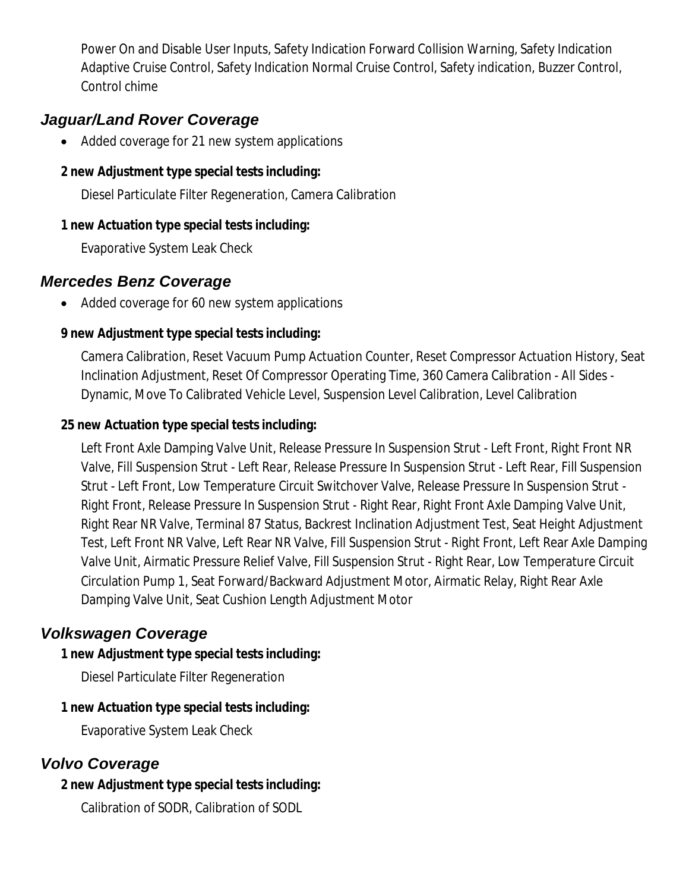Power On and Disable User Inputs, Safety Indication Forward Collision Warning, Safety Indication Adaptive Cruise Control, Safety Indication Normal Cruise Control, Safety indication, Buzzer Control, Control chime

## Jaguar/Land Rover Coverage

- Added coverage for 21 new system applications

**2 new Adjustment type special tests including:**

Diesel Particulate Filter Regeneration, Camera Calibration

**1 new Actuation type special tests including:**

Evaporative System Leak Check

## Mercedes Benz Coverage

- Added coverage for 60 new system applications

**9 new Adjustment type special tests including:**

Camera Calibration, Reset Vacuum Pump Actuation Counter, Reset Compressor Actuation History, Seat Inclination Adjustment, Reset Of Compressor Operating Time, 360 Camera Calibration - All Sides - Dynamic, Move To Calibrated Vehicle Level, Suspension Level Calibration, Level Calibration

**25 new Actuation type special tests including:**

Left Front Axle Damping Valve Unit, Release Pressure In Suspension Strut - Left Front, Right Front NR Valve, Fill Suspension Strut - Left Rear, Release Pressure In Suspension Strut - Left Rear, Fill Suspension Strut - Left Front, Low Temperature Circuit Switchover Valve, Release Pressure In Suspension Strut - Right Front, Release Pressure In Suspension Strut - Right Rear, Right Front Axle Damping Valve Unit, Right Rear NR Valve, Terminal 87 Status, Backrest Inclination Adjustment Test, Seat Height Adjustment Test, Left Front NR Valve, Left Rear NR Valve, Fill Suspension Strut - Right Front, Left Rear Axle Damping Valve Unit, Airmatic Pressure Relief Valve, Fill Suspension Strut - Right Rear, Low Temperature Circuit Circulation Pump 1, Seat Forward/Backward Adjustment Motor, Airmatic Relay, Right Rear Axle Damping Valve Unit, Seat Cushion Length Adjustment Motor

## Volkswagen Coverage

**1 new Adjustment type special tests including:**

Diesel Particulate Filter Regeneration

**1 new Actuation type special tests including:**

Evaporative System Leak Check

## Volvo Coverage

**2 new Adjustment type special tests including:**

Calibration of SODR, Calibration of SODL